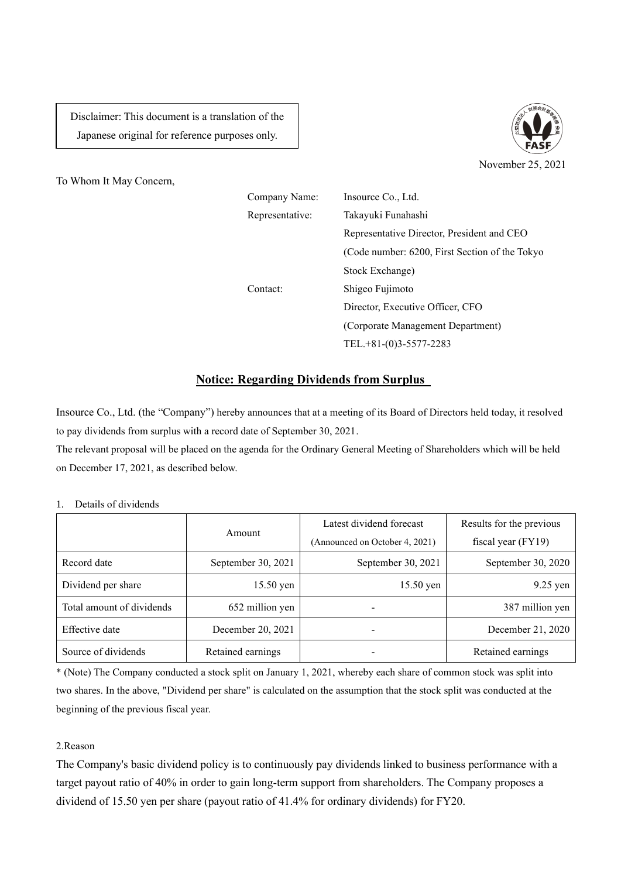Disclaimer: This document is a translation of the Japanese original for reference purposes only.

November 25, 2021

To Whom It May Concern,

Company Name: Insource Co., Ltd.
Representative: Takayuki Funahashi
Representative Director, President and CEO
(Code number: 6200, First Section of the Tokyo Stock Exchange)
Contact: Shigeo Fujimoto
Director, Executive Officer, CFO
(Corporate Management Department)
TEL.+81-(0)3-5577-2283

## Notice: Regarding Dividends from Surplus

Insource Co., Ltd. (the "Company") hereby announces that at a meeting of its Board of Directors held today, it resolved to pay dividends from surplus with a record date of September 30, 2021.
The relevant proposal will be placed on the agenda for the Ordinary General Meeting of Shareholders which will be held on December 17, 2021, as described below.

1. Details of dividends

| | Amount | Latest dividend forecast (Announced on October 4, 2021) | Results for the previous fiscal year (FY19) |
|---|---|---|---|
| Record date | September 30, 2021 | September 30, 2021 | September 30, 2020 |
| Dividend per share | 15.50 yen | 15.50 yen | 9.25 yen |
| Total amount of dividends | 652 million yen | - | 387 million yen |
| Effective date | December 20, 2021 | - | December 21, 2020 |
| Source of dividends | Retained earnings | - | Retained earnings |

* (Note) The Company conducted a stock split on January 1, 2021, whereby each share of common stock was split into two shares. In the above, "Dividend per share" is calculated on the assumption that the stock split was conducted at the beginning of the previous fiscal year.

2.Reason

The Company's basic dividend policy is to continuously pay dividends linked to business performance with a target payout ratio of 40% in order to gain long-term support from shareholders. The Company proposes a dividend of 15.50 yen per share (payout ratio of 41.4% for ordinary dividends) for FY20.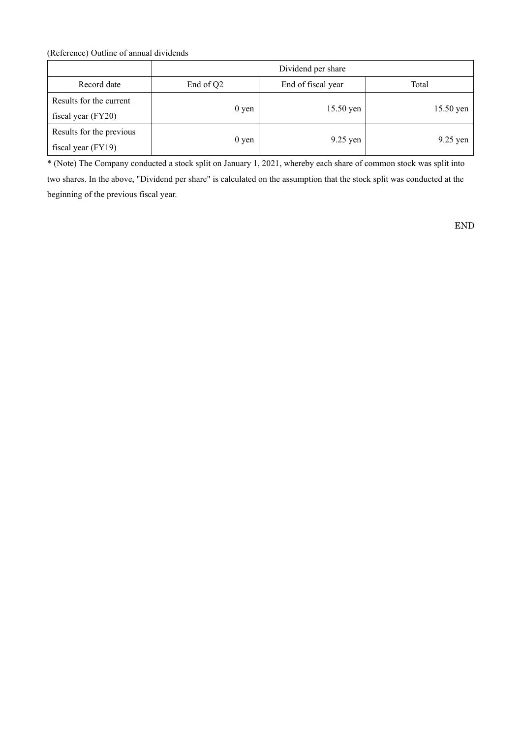(Reference) Outline of annual dividends

| | Dividend per share | | |
|---|---|---|---|
| Record date | End of Q2 | End of fiscal year | Total |
| Results for the current fiscal year (FY20) | 0 yen | 15.50 yen | 15.50 yen |
| Results for the previous fiscal year (FY19) | 0 yen | 9.25 yen | 9.25 yen |

* (Note) The Company conducted a stock split on January 1, 2021, whereby each share of common stock was split into two shares. In the above, "Dividend per share" is calculated on the assumption that the stock split was conducted at the beginning of the previous fiscal year.

END